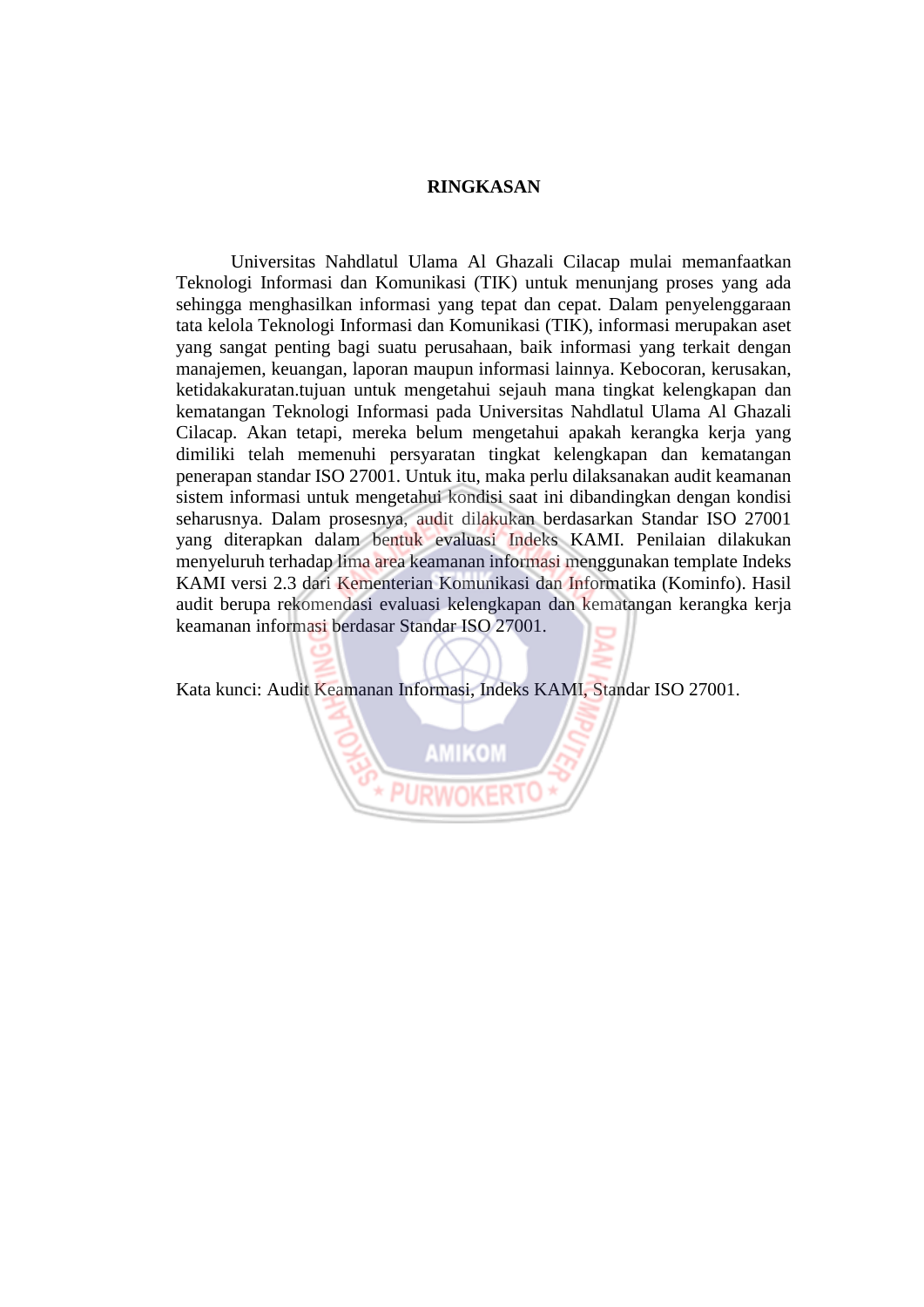# RINGKASAN

Universitas Nahdlatul Ulama Al Ghazali Cilacap mulai memanfaatkan Teknologi Informasi dan Komunikasi (TIK) untuk menunjang proses yang ada sehingga menghasilkan informasi yang tepat dan cepat. Dalam penyelenggaraan tata kelola Teknologi Informasi dan Komunikasi (TIK), informasi merupakan aset yang sangat penting bagi suatu perusahaan, baik informasi yang terkait dengan manajemen, keuangan, laporan maupun informasi lainnya. Kebocoran, kerusakan, ketidakakuratan.tujuan untuk mengetahui sejauh mana tingkat kelengkapan dan kematangan Teknologi Informasi pada Universitas Nahdlatul Ulama Al Ghazali Cilacap. Akan tetapi, mereka belum mengetahui apakah kerangka kerja yang dimiliki telah memenuhi persyaratan tingkat kelengkapan dan kematangan penerapan standar ISO 27001. Untuk itu, maka perlu dilaksanakan audit keamanan sistem informasi untuk mengetahui kondisi saat ini dibandingkan dengan kondisi seharusnya. Dalam prosesnya, audit dilakukan berdasarkan Standar ISO 27001 yang diterapkan dalam bentuk evaluasi Indeks KAMI. Penilaian dilakukan menyeluruh terhadap lima area keamanan informasi menggunakan template Indeks KAMI versi 2.3 dari Kementerian Komunikasi dan Informatika (Kominfo). Hasil audit berupa rekomendasi evaluasi kelengkapan dan kematangan kerangka kerja keamanan informasi berdasar Standar ISO 27001.

Kata kunci: Audit Keamanan Informasi, Indeks KAMI, Standar ISO 27001.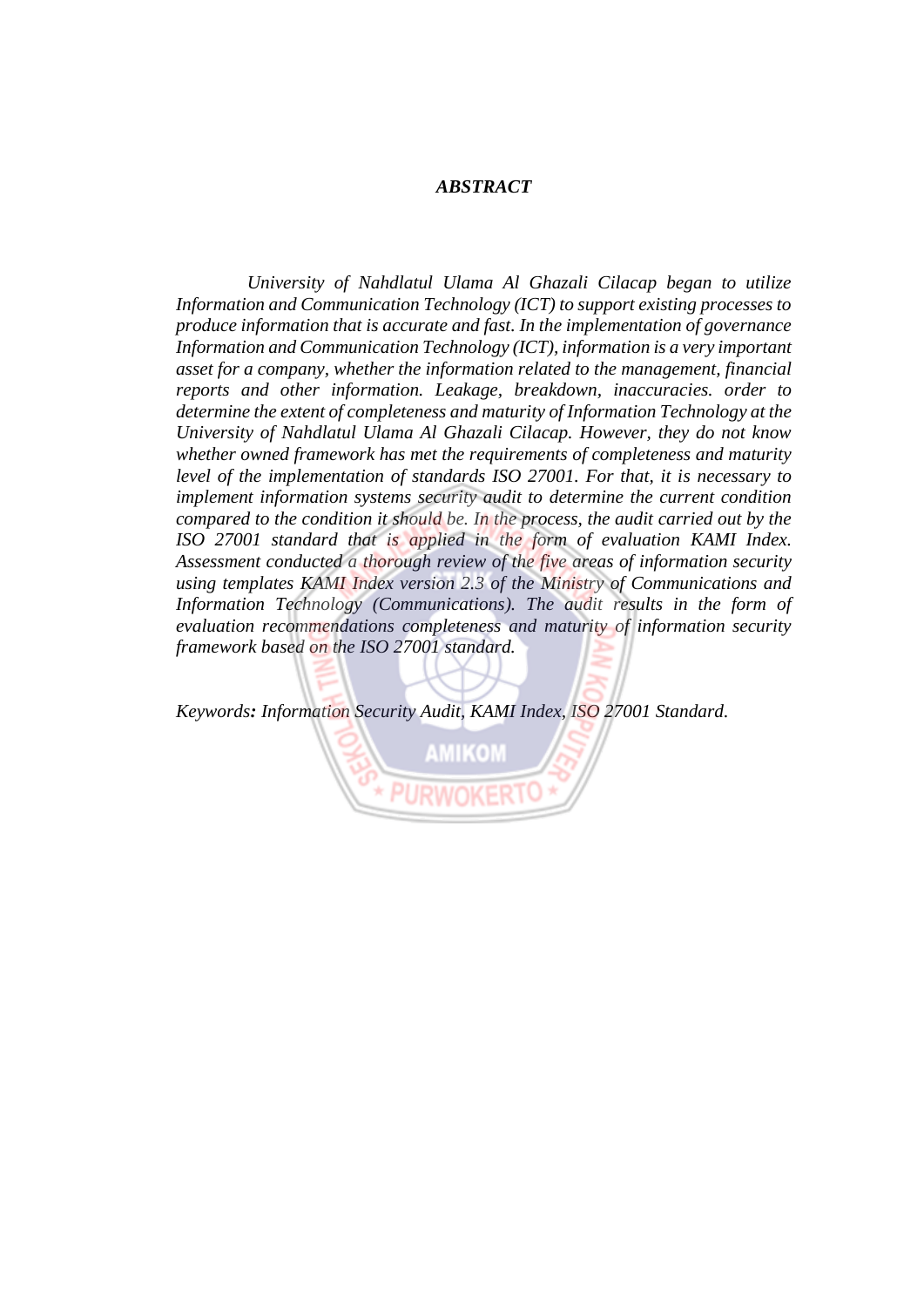## *ABSTRACT*

*University of Nahdlatul Ulama Al Ghazali Cilacap began to utilize Information and Communication Technology (ICT) to support existing processes to produce information that is accurate and fast. In the implementation of governance Information and Communication Technology (ICT), information is a very important asset for a company, whether the information related to the management, financial reports and other information. Leakage, breakdown, inaccuracies. order to determine the extent of completeness and maturity of Information Technology at the University of Nahdlatul Ulama Al Ghazali Cilacap. However, they do not know whether owned framework has met the requirements of completeness and maturity level of the implementation of standards ISO 27001. For that, it is necessary to implement information systems security audit to determine the current condition compared to the condition it should be. In the process, the audit carried out by the ISO 27001 standard that is applied in the form of evaluation KAMI Index. Assessment conducted a thorough review of the five areas of information security using templates KAMI Index version 2.3 of the Ministry of Communications and Information Technology (Communications). The audit results in the form of evaluation recommendations completeness and maturity of information security framework based on the ISO 27001 standard.*

*Keywords**:** Information Security Audit, KAMI Index, ISO 27001 Standard.*